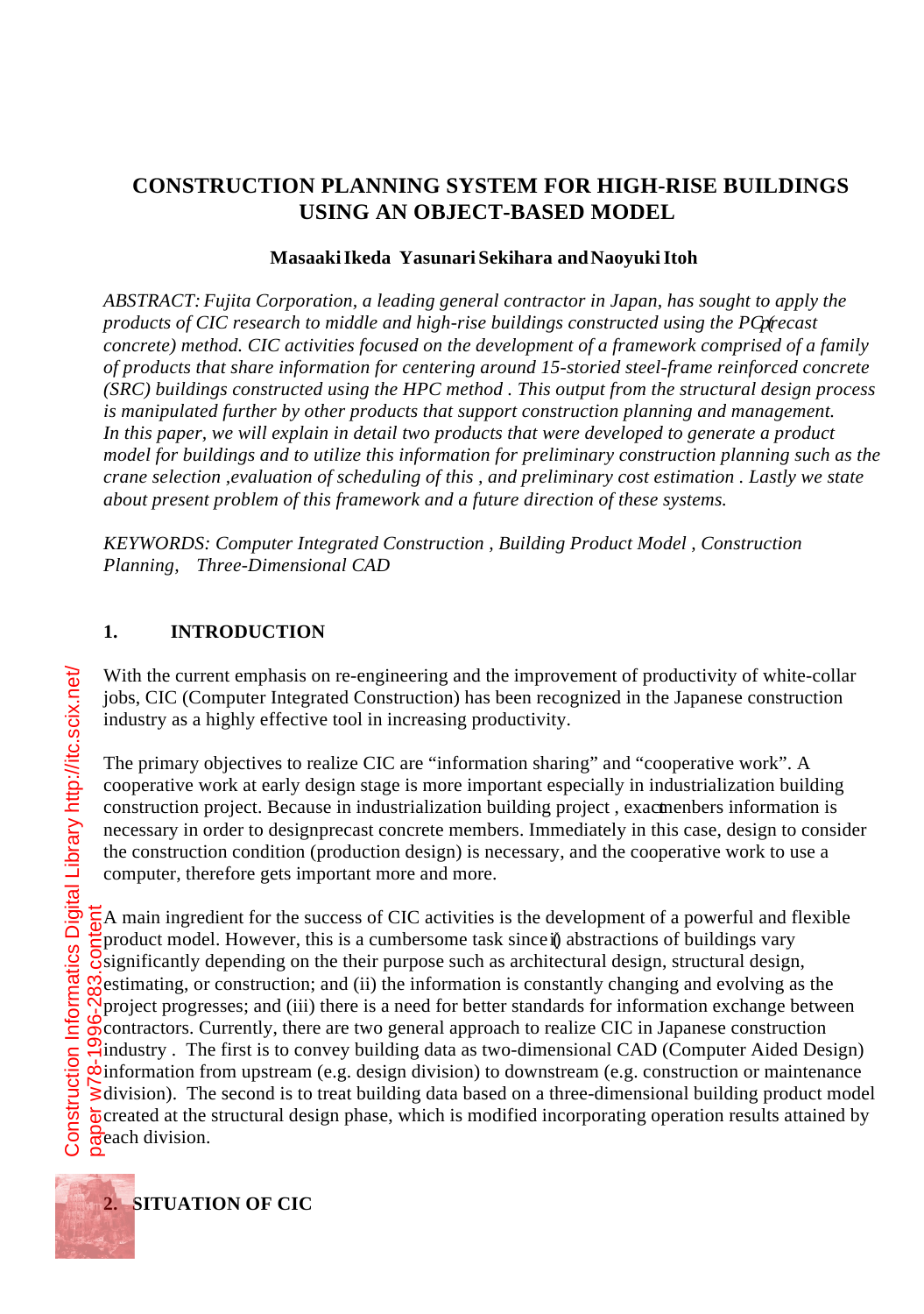# CONSTRUCTION PLANNING SYSTEM FOR HIGH-RISE BUILDINGS USING AN OBJECT-BASED MODEL

**Masaaki Ikeda Yasunari Sekihara and Naoyuki Itoh**

*ABSTRACT: Fujita Corporation, a leading general contractor in Japan, has sought to apply the products of CIC research to middle and high-rise buildings constructed using the PC(precast concrete) method. CIC activities focused on the development of a framework comprised of a family of products that share information for centering around 15-storied steel-frame reinforced concrete (SRC) buildings constructed using the HPC method . This output from the structural design process is manipulated further by other products that support construction planning and management. In this paper, we will explain in detail two products that were developed to generate a product model for buildings and to utilize this information for preliminary construction planning such as the crane selection ,evaluation of scheduling of this , and preliminary cost estimation . Lastly we state about present problem of this framework and a future direction of these systems.*

*KEYWORDS: Computer Integrated Construction , Building Product Model , Construction Planning, Three-Dimensional CAD*

## 1. INTRODUCTION

With the current emphasis on re-engineering and the improvement of productivity of white-collar jobs, CIC (Computer Integrated Construction) has been recognized in the Japanese construction industry as a highly effective tool in increasing productivity.

The primary objectives to realize CIC are "information sharing" and "cooperative work". A cooperative work at early design stage is more important especially in industrialization building construction project. Because in industrialization building project , exact menbers information is necessary in order to design precast concrete members. Immediately in this case, design to consider the construction condition (production design) is necessary, and the cooperative work to use a computer, therefore gets important more and more.

A main ingredient for the success of CIC activities is the development of a powerful and flexible product model. However, this is a cumbersome task since (i) abstractions of buildings vary significantly depending on the their purpose such as architectural design, structural design, estimating, or construction; and (ii) the information is constantly changing and evolving as the project progresses; and (iii) there is a need for better standards for information exchange between contractors. Currently, there are two general approach to realize CIC in Japanese construction industry . The first is to convey building data as two-dimensional CAD (Computer Aided Design) information from upstream (e.g. design division) to downstream (e.g. construction or maintenance division). The second is to treat building data based on a three-dimensional building product model created at the structural design phase, which is modified incorporating operation results attained by each division.

## 2. SITUATION OF CIC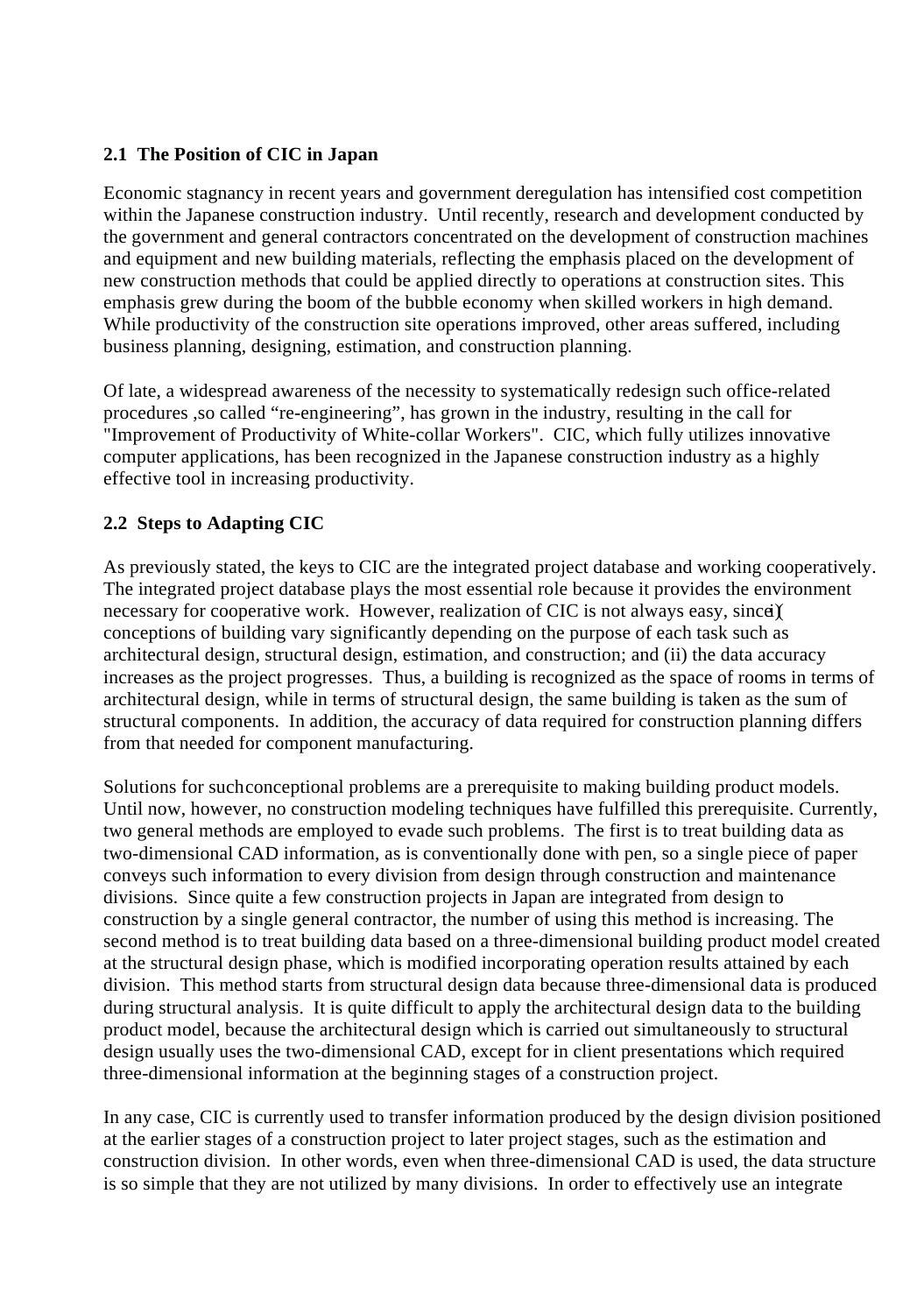### 2.1 The Position of CIC in Japan

Economic stagnancy in recent years and government deregulation has intensified cost competition within the Japanese construction industry. Until recently, research and development conducted by the government and general contractors concentrated on the development of construction machines and equipment and new building materials, reflecting the emphasis placed on the development of new construction methods that could be applied directly to operations at construction sites. This emphasis grew during the boom of the bubble economy when skilled workers in high demand. While productivity of the construction site operations improved, other areas suffered, including business planning, designing, estimation, and construction planning.

Of late, a widespread awareness of the necessity to systematically redesign such office-related procedures ,so called "re-engineering", has grown in the industry, resulting in the call for "Improvement of Productivity of White-collar Workers". CIC, which fully utilizes innovative computer applications, has been recognized in the Japanese construction industry as a highly effective tool in increasing productivity.

### 2.2 Steps to Adapting CIC

As previously stated, the keys to CIC are the integrated project database and working cooperatively. The integrated project database plays the most essential role because it provides the environment necessary for cooperative work. However, realization of CIC is not always easy, since (i) conceptions of building vary significantly depending on the purpose of each task such as architectural design, structural design, estimation, and construction; and (ii) the data accuracy increases as the project progresses. Thus, a building is recognized as the space of rooms in terms of architectural design, while in terms of structural design, the same building is taken as the sum of structural components. In addition, the accuracy of data required for construction planning differs from that needed for component manufacturing.

Solutions for such conceptional problems are a prerequisite to making building product models. Until now, however, no construction modeling techniques have fulfilled this prerequisite. Currently, two general methods are employed to evade such problems. The first is to treat building data as two-dimensional CAD information, as is conventionally done with pen, so a single piece of paper conveys such information to every division from design through construction and maintenance divisions. Since quite a few construction projects in Japan are integrated from design to construction by a single general contractor, the number of using this method is increasing. The second method is to treat building data based on a three-dimensional building product model created at the structural design phase, which is modified incorporating operation results attained by each division. This method starts from structural design data because three-dimensional data is produced during structural analysis. It is quite difficult to apply the architectural design data to the building product model, because the architectural design which is carried out simultaneously to structural design usually uses the two-dimensional CAD, except for in client presentations which required three-dimensional information at the beginning stages of a construction project.

In any case, CIC is currently used to transfer information produced by the design division positioned at the earlier stages of a construction project to later project stages, such as the estimation and construction division. In other words, even when three-dimensional CAD is used, the data structure is so simple that they are not utilized by many divisions. In order to effectively use an integrate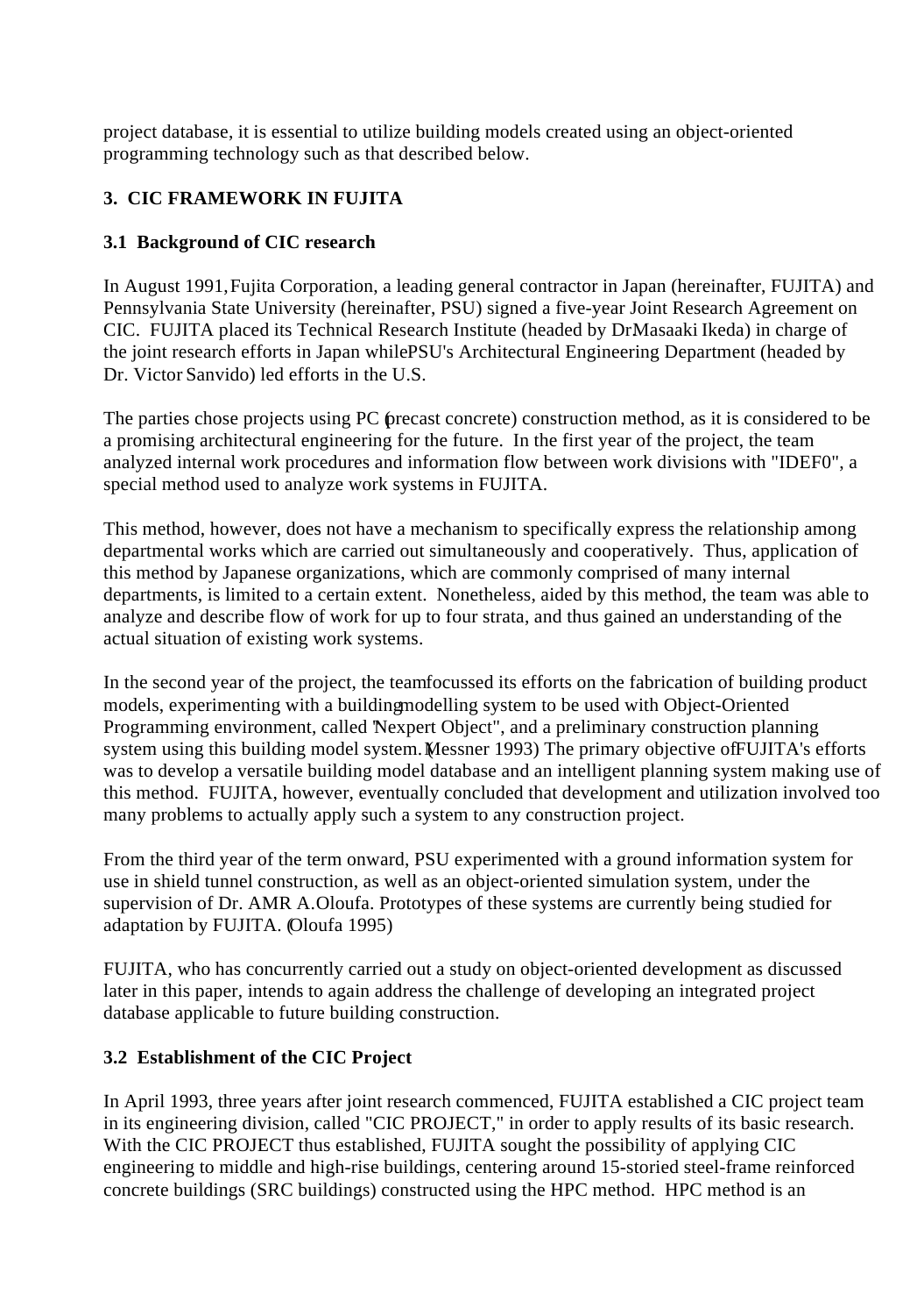project database, it is essential to utilize building models created using an object-oriented programming technology such as that described below.

## 3. CIC FRAMEWORK IN FUJITA

### 3.1 Background of CIC research

In August 1991, Fujita Corporation, a leading general contractor in Japan (hereinafter, FUJITA) and Pennsylvania State University (hereinafter, PSU) signed a five-year Joint Research Agreement on CIC. FUJITA placed its Technical Research Institute (headed by Dr. Masaaki Ikeda) in charge of the joint research efforts in Japan while PSU's Architectural Engineering Department (headed by Dr. Victor Sanvido) led efforts in the U.S.

The parties chose projects using PC (precast concrete) construction method, as it is considered to be a promising architectural engineering for the future. In the first year of the project, the team analyzed internal work procedures and information flow between work divisions with "IDEF0", a special method used to analyze work systems in FUJITA.

This method, however, does not have a mechanism to specifically express the relationship among departmental works which are carried out simultaneously and cooperatively. Thus, application of this method by Japanese organizations, which are commonly comprised of many internal departments, is limited to a certain extent. Nonetheless, aided by this method, the team was able to analyze and describe flow of work for up to four strata, and thus gained an understanding of the actual situation of existing work systems.

In the second year of the project, the team focussed its efforts on the fabrication of building product models, experimenting with a building modelling system to be used with Object-Oriented Programming environment, called "Nexpert Object", and a preliminary construction planning system using this building model system. (Messner 1993) The primary objective of FUJITA's efforts was to develop a versatile building model database and an intelligent planning system making use of this method. FUJITA, however, eventually concluded that development and utilization involved too many problems to actually apply such a system to any construction project.

From the third year of the term onward, PSU experimented with a ground information system for use in shield tunnel construction, as well as an object-oriented simulation system, under the supervision of Dr. AMR A. Oloufa. Prototypes of these systems are currently being studied for adaptation by FUJITA. (Oloufa 1995)

FUJITA, who has concurrently carried out a study on object-oriented development as discussed later in this paper, intends to again address the challenge of developing an integrated project database applicable to future building construction.

### 3.2 Establishment of the CIC Project

In April 1993, three years after joint research commenced, FUJITA established a CIC project team in its engineering division, called "CIC PROJECT," in order to apply results of its basic research. With the CIC PROJECT thus established, FUJITA sought the possibility of applying CIC engineering to middle and high-rise buildings, centering around 15-storied steel-frame reinforced concrete buildings (SRC buildings) constructed using the HPC method. HPC method is an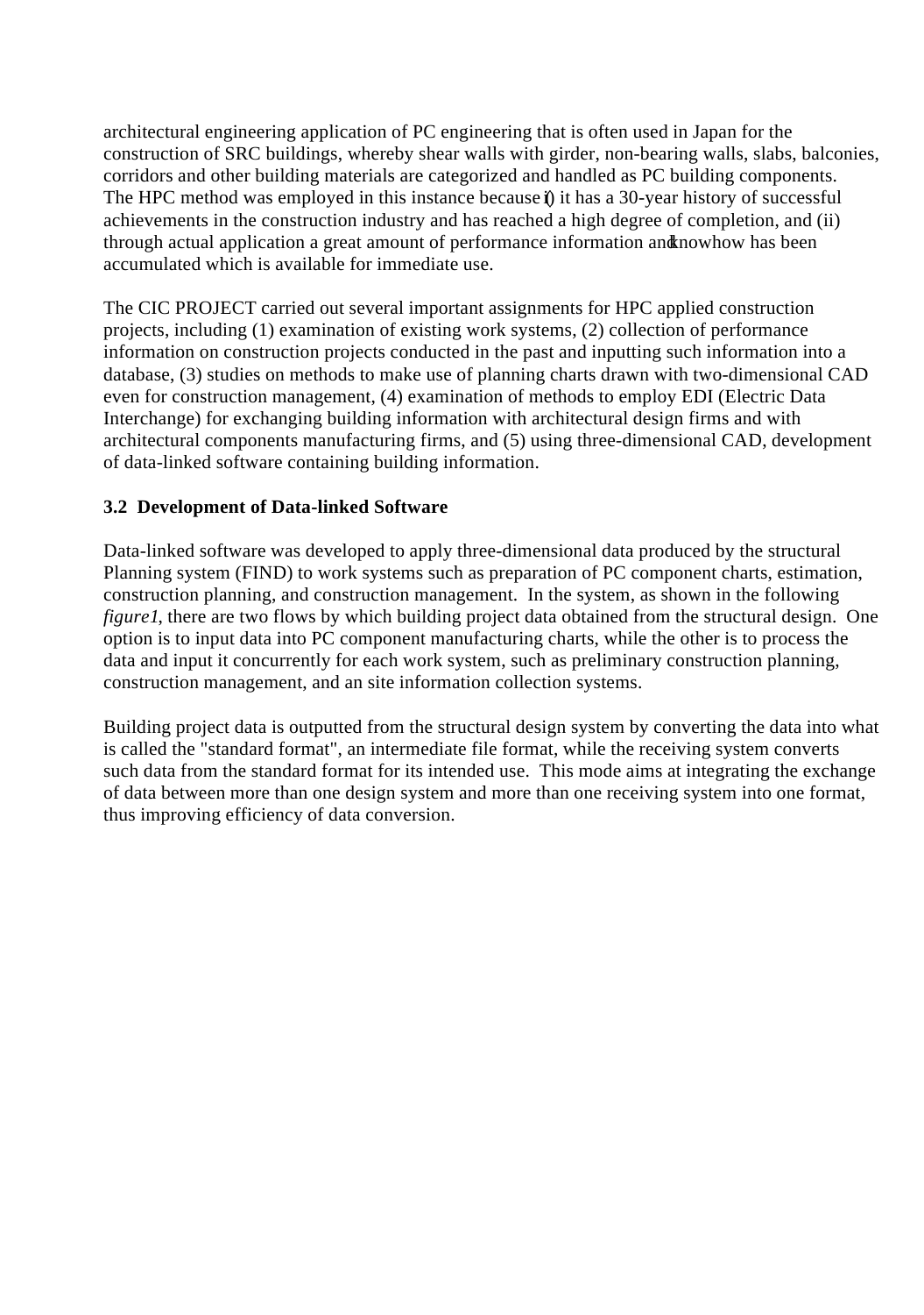architectural engineering application of PC engineering that is often used in Japan for the construction of SRC buildings, whereby shear walls with girder, non-bearing walls, slabs, balconies, corridors and other building materials are categorized and handled as PC building components. The HPC method was employed in this instance because (i) it has a 30-year history of successful achievements in the construction industry and has reached a high degree of completion, and (ii) through actual application a great amount of performance information and knowhow has been accumulated which is available for immediate use.

The CIC PROJECT carried out several important assignments for HPC applied construction projects, including (1) examination of existing work systems, (2) collection of performance information on construction projects conducted in the past and inputting such information into a database, (3) studies on methods to make use of planning charts drawn with two-dimensional CAD even for construction management, (4) examination of methods to employ EDI (Electric Data Interchange) for exchanging building information with architectural design firms and with architectural components manufacturing firms, and (5) using three-dimensional CAD, development of data-linked software containing building information.

### 3.2 Development of Data-linked Software

Data-linked software was developed to apply three-dimensional data produced by the structural Planning system (FIND) to work systems such as preparation of PC component charts, estimation, construction planning, and construction management. In the system, as shown in the following *figure1*, there are two flows by which building project data obtained from the structural design. One option is to input data into PC component manufacturing charts, while the other is to process the data and input it concurrently for each work system, such as preliminary construction planning, construction management, and an site information collection systems.

Building project data is outputted from the structural design system by converting the data into what is called the "standard format", an intermediate file format, while the receiving system converts such data from the standard format for its intended use. This mode aims at integrating the exchange of data between more than one design system and more than one receiving system into one format, thus improving efficiency of data conversion.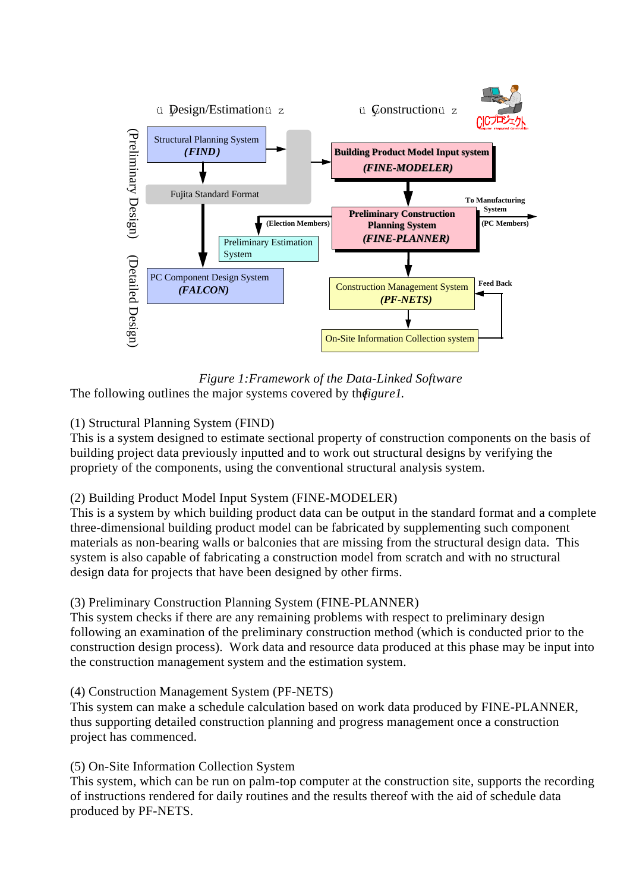ü Design/Estimation ü z          ü Construction ü z

(Preliminary Design)   (Detailed Design)

Structural Planning System *(FIND)*

Fujita Standard Format

Preliminary Estimation System

PC Component Design System *(FALCON)*

**Building Product Model Input system** ***(FINE-MODELER)***

**Preliminary Construction Planning System** ***(FINE-PLANNER)***

**(Election Members)**

**To Manufacturing System**

**(PC Members)**

Construction Management System ***(PF-NETS)***

**Feed Back**

On-Site Information Collection system

*Figure 1:Framework of the Data-Linked Software*

The following outlines the major systems covered by the *figure1.*

(1) Structural Planning System (FIND)
This is a system designed to estimate sectional property of construction components on the basis of building project data previously inputted and to work out structural designs by verifying the propriety of the components, using the conventional structural analysis system.

(2) Building Product Model Input System (FINE-MODELER)
This is a system by which building product data can be output in the standard format and a complete three-dimensional building product model can be fabricated by supplementing such component materials as non-bearing walls or balconies that are missing from the structural design data. This system is also capable of fabricating a construction model from scratch and with no structural design data for projects that have been designed by other firms.

(3) Preliminary Construction Planning System (FINE-PLANNER)
This system checks if there are any remaining problems with respect to preliminary design following an examination of the preliminary construction method (which is conducted prior to the construction design process). Work data and resource data produced at this phase may be input into the construction management system and the estimation system.

(4) Construction Management System (PF-NETS)
This system can make a schedule calculation based on work data produced by FINE-PLANNER, thus supporting detailed construction planning and progress management once a construction project has commenced.

(5) On-Site Information Collection System
This system, which can be run on palm-top computer at the construction site, supports the recording of instructions rendered for daily routines and the results thereof with the aid of schedule data produced by PF-NETS.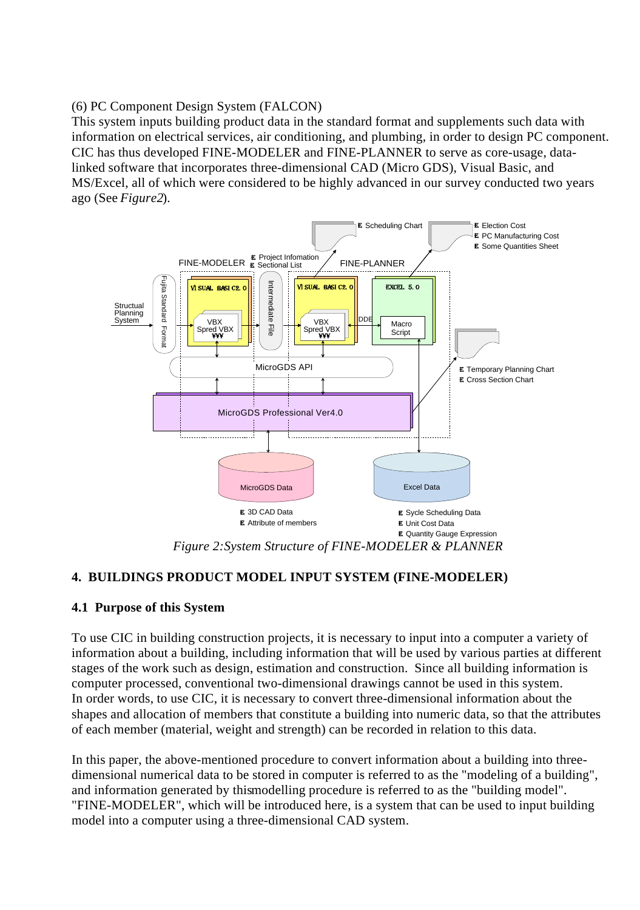(6) PC Component Design System (FALCON)
This system inputs building product data in the standard format and supplements such data with information on electrical services, air conditioning, and plumbing, in order to design PC component. CIC has thus developed FINE-MODELER and FINE-PLANNER to serve as core-usage, data-linked software that incorporates three-dimensional CAD (Micro GDS), Visual Basic, and MS/Excel, all of which were considered to be highly advanced in our survey conducted two years ago (See *Figure2*).

*Figure 2:System Structure of FINE-MODELER & PLANNER*

## 4. BUILDINGS PRODUCT MODEL INPUT SYSTEM (FINE-MODELER)

### 4.1 Purpose of this System

To use CIC in building construction projects, it is necessary to input into a computer a variety of information about a building, including information that will be used by various parties at different stages of the work such as design, estimation and construction. Since all building information is computer processed, conventional two-dimensional drawings cannot be used in this system.
In order words, to use CIC, it is necessary to convert three-dimensional information about the shapes and allocation of members that constitute a building into numeric data, so that the attributes of each member (material, weight and strength) can be recorded in relation to this data.

In this paper, the above-mentioned procedure to convert information about a building into three-dimensional numerical data to be stored in computer is referred to as the "modeling of a building", and information generated by thismodelling procedure is referred to as the "building model". "FINE-MODELER", which will be introduced here, is a system that can be used to input building model into a computer using a three-dimensional CAD system.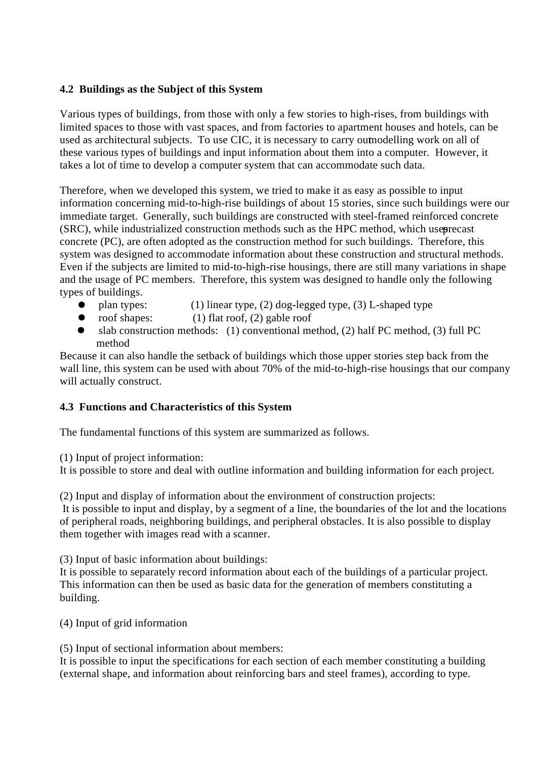### 4.2 Buildings as the Subject of this System

Various types of buildings, from those with only a few stories to high-rises, from buildings with limited spaces to those with vast spaces, and from factories to apartment houses and hotels, can be used as architectural subjects. To use CIC, it is necessary to carry out modelling work on all of these various types of buildings and input information about them into a computer. However, it takes a lot of time to develop a computer system that can accommodate such data.

Therefore, when we developed this system, we tried to make it as easy as possible to input information concerning mid-to-high-rise buildings of about 15 stories, since such buildings were our immediate target. Generally, such buildings are constructed with steel-framed reinforced concrete (SRC), while industrialized construction methods such as the HPC method, which uses precast concrete (PC), are often adopted as the construction method for such buildings. Therefore, this system was designed to accommodate information about these construction and structural methods. Even if the subjects are limited to mid-to-high-rise housings, there are still many variations in shape and the usage of PC members. Therefore, this system was designed to handle only the following types of buildings.

- plan types: (1) linear type, (2) dog-legged type, (3) L-shaped type
- roof shapes: (1) flat roof, (2) gable roof
- slab construction methods: (1) conventional method, (2) half PC method, (3) full PC method

Because it can also handle the setback of buildings which those upper stories step back from the wall line, this system can be used with about 70% of the mid-to-high-rise housings that our company will actually construct.

### 4.3 Functions and Characteristics of this System

The fundamental functions of this system are summarized as follows.

(1) Input of project information:
It is possible to store and deal with outline information and building information for each project.

(2) Input and display of information about the environment of construction projects:
It is possible to input and display, by a segment of a line, the boundaries of the lot and the locations of peripheral roads, neighboring buildings, and peripheral obstacles. It is also possible to display them together with images read with a scanner.

(3) Input of basic information about buildings:
It is possible to separately record information about each of the buildings of a particular project. This information can then be used as basic data for the generation of members constituting a building.

(4) Input of grid information

(5) Input of sectional information about members:
It is possible to input the specifications for each section of each member constituting a building (external shape, and information about reinforcing bars and steel frames), according to type.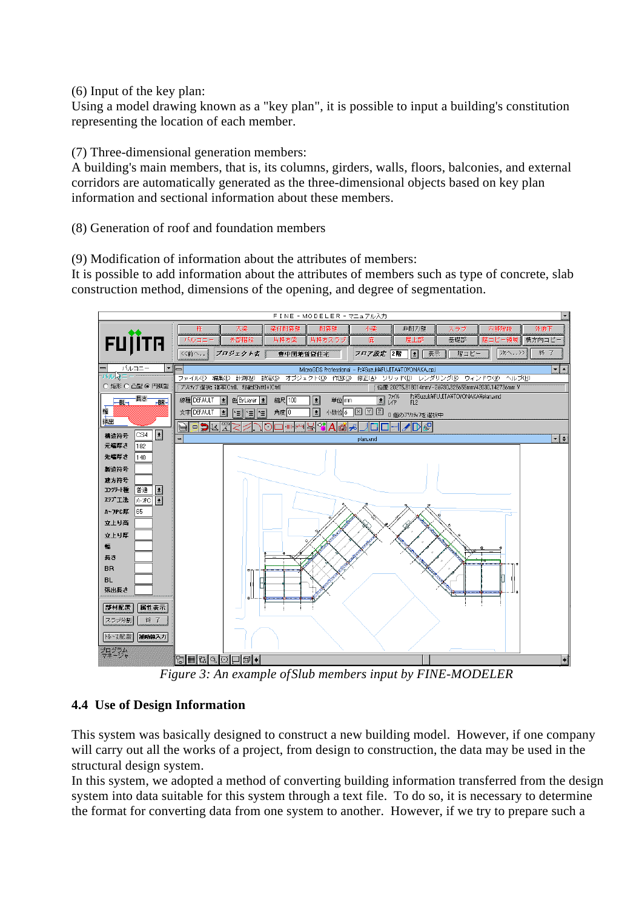(6) Input of the key plan:
Using a model drawing known as a "key plan", it is possible to input a building's constitution representing the location of each member.

(7) Three-dimensional generation members:
A building's main members, that is, its columns, girders, walls, floors, balconies, and external corridors are automatically generated as the three-dimensional objects based on key plan information and sectional information about these members.

(8) Generation of roof and foundation members

(9) Modification of information about the attributes of members:
It is possible to add information about the attributes of members such as type of concrete, slab construction method, dimensions of the opening, and degree of segmentation.

*Figure 3: An example ofSlub members input by FINE-MODELER*

### 4.4 Use of Design Information

This system was basically designed to construct a new building model. However, if one company will carry out all the works of a project, from design to construction, the data may be used in the structural design system.
In this system, we adopted a method of converting building information transferred from the design system into data suitable for this system through a text file. To do so, it is necessary to determine the format for converting data from one system to another. However, if we try to prepare such a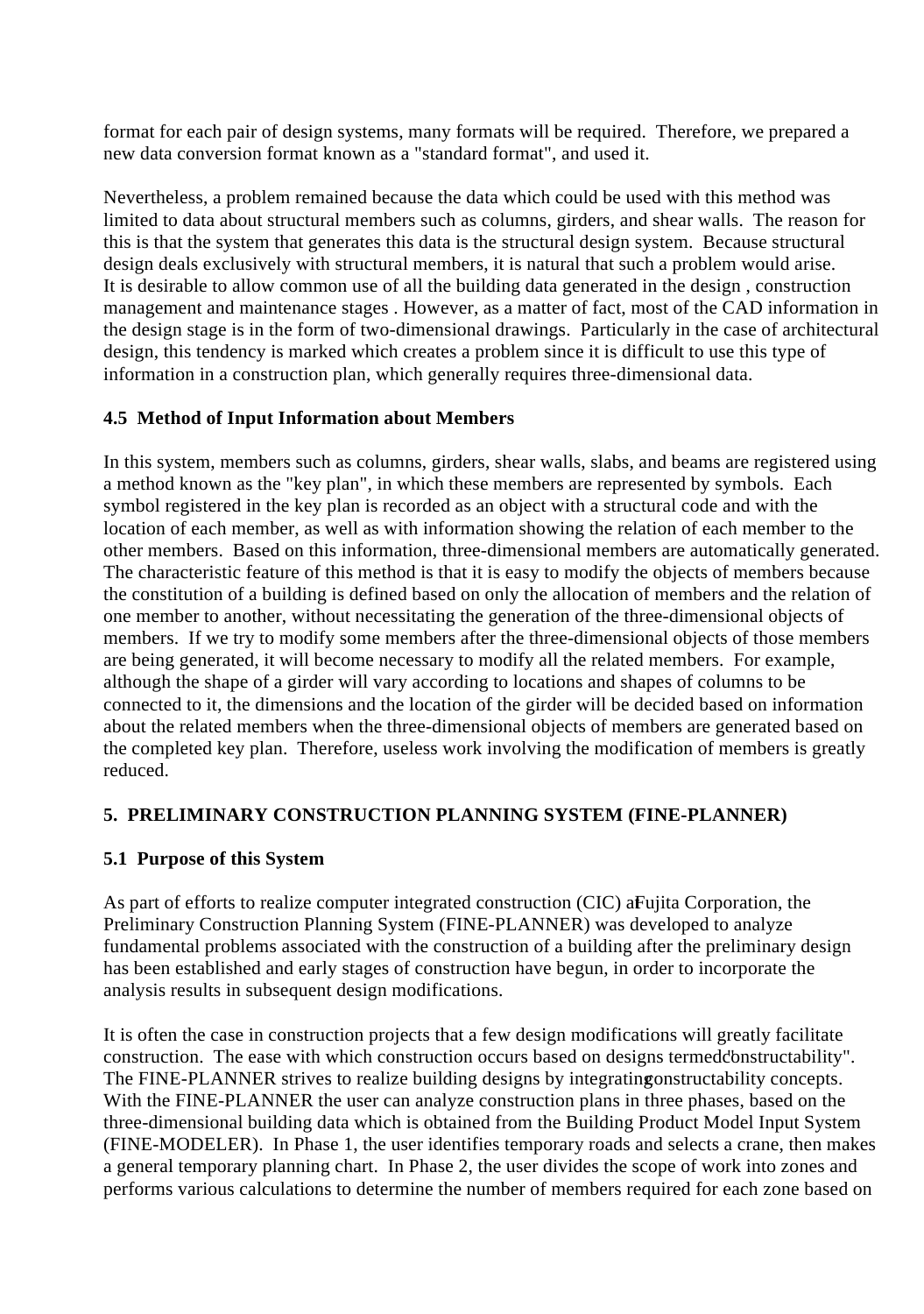format for each pair of design systems, many formats will be required. Therefore, we prepared a new data conversion format known as a "standard format", and used it.

Nevertheless, a problem remained because the data which could be used with this method was limited to data about structural members such as columns, girders, and shear walls. The reason for this is that the system that generates this data is the structural design system. Because structural design deals exclusively with structural members, it is natural that such a problem would arise. It is desirable to allow common use of all the building data generated in the design , construction management and maintenance stages . However, as a matter of fact, most of the CAD information in the design stage is in the form of two-dimensional drawings. Particularly in the case of architectural design, this tendency is marked which creates a problem since it is difficult to use this type of information in a construction plan, which generally requires three-dimensional data.

### 4.5 Method of Input Information about Members

In this system, members such as columns, girders, shear walls, slabs, and beams are registered using a method known as the "key plan", in which these members are represented by symbols. Each symbol registered in the key plan is recorded as an object with a structural code and with the location of each member, as well as with information showing the relation of each member to the other members. Based on this information, three-dimensional members are automatically generated. The characteristic feature of this method is that it is easy to modify the objects of members because the constitution of a building is defined based on only the allocation of members and the relation of one member to another, without necessitating the generation of the three-dimensional objects of members. If we try to modify some members after the three-dimensional objects of those members are being generated, it will become necessary to modify all the related members. For example, although the shape of a girder will vary according to locations and shapes of columns to be connected to it, the dimensions and the location of the girder will be decided based on information about the related members when the three-dimensional objects of members are generated based on the completed key plan. Therefore, useless work involving the modification of members is greatly reduced.

## 5. PRELIMINARY CONSTRUCTION PLANNING SYSTEM (FINE-PLANNER)

### 5.1 Purpose of this System

As part of efforts to realize computer integrated construction (CIC) at Fujita Corporation, the Preliminary Construction Planning System (FINE-PLANNER) was developed to analyze fundamental problems associated with the construction of a building after the preliminary design has been established and early stages of construction have begun, in order to incorporate the analysis results in subsequent design modifications.

It is often the case in construction projects that a few design modifications will greatly facilitate construction. The ease with which construction occurs based on designs termed "constructability". The FINE-PLANNER strives to realize building designs by integrating constructability concepts. With the FINE-PLANNER the user can analyze construction plans in three phases, based on the three-dimensional building data which is obtained from the Building Product Model Input System (FINE-MODELER). In Phase 1, the user identifies temporary roads and selects a crane, then makes a general temporary planning chart. In Phase 2, the user divides the scope of work into zones and performs various calculations to determine the number of members required for each zone based on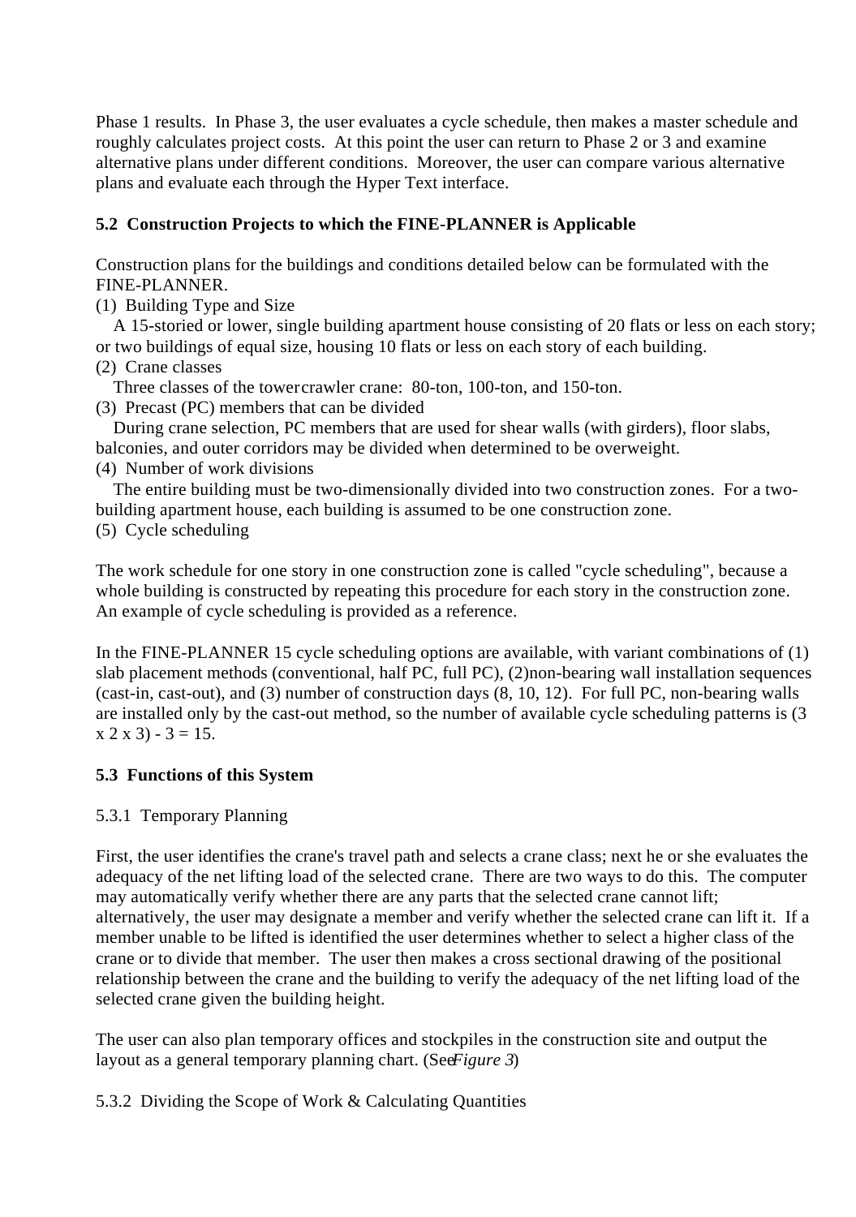Phase 1 results. In Phase 3, the user evaluates a cycle schedule, then makes a master schedule and roughly calculates project costs. At this point the user can return to Phase 2 or 3 and examine alternative plans under different conditions. Moreover, the user can compare various alternative plans and evaluate each through the Hyper Text interface.

### 5.2 Construction Projects to which the FINE-PLANNER is Applicable

Construction plans for the buildings and conditions detailed below can be formulated with the FINE-PLANNER.

(1) Building Type and Size

A 15-storied or lower, single building apartment house consisting of 20 flats or less on each story; or two buildings of equal size, housing 10 flats or less on each story of each building.

(2) Crane classes

Three classes of the tower crawler crane: 80-ton, 100-ton, and 150-ton.

(3) Precast (PC) members that can be divided

During crane selection, PC members that are used for shear walls (with girders), floor slabs, balconies, and outer corridors may be divided when determined to be overweight.

(4) Number of work divisions

The entire building must be two-dimensionally divided into two construction zones. For a two-building apartment house, each building is assumed to be one construction zone.

(5) Cycle scheduling

The work schedule for one story in one construction zone is called "cycle scheduling", because a whole building is constructed by repeating this procedure for each story in the construction zone. An example of cycle scheduling is provided as a reference.

In the FINE-PLANNER 15 cycle scheduling options are available, with variant combinations of (1) slab placement methods (conventional, half PC, full PC), (2)non-bearing wall installation sequences (cast-in, cast-out), and (3) number of construction days (8, 10, 12). For full PC, non-bearing walls are installed only by the cast-out method, so the number of available cycle scheduling patterns is (3 x 2 x 3) - 3 = 15.

### 5.3 Functions of this System

#### 5.3.1 Temporary Planning

First, the user identifies the crane's travel path and selects a crane class; next he or she evaluates the adequacy of the net lifting load of the selected crane. There are two ways to do this. The computer may automatically verify whether there are any parts that the selected crane cannot lift; alternatively, the user may designate a member and verify whether the selected crane can lift it. If a member unable to be lifted is identified the user determines whether to select a higher class of the crane or to divide that member. The user then makes a cross sectional drawing of the positional relationship between the crane and the building to verify the adequacy of the net lifting load of the selected crane given the building height.

The user can also plan temporary offices and stockpiles in the construction site and output the layout as a general temporary planning chart. (See *Figure 3*)

#### 5.3.2 Dividing the Scope of Work & Calculating Quantities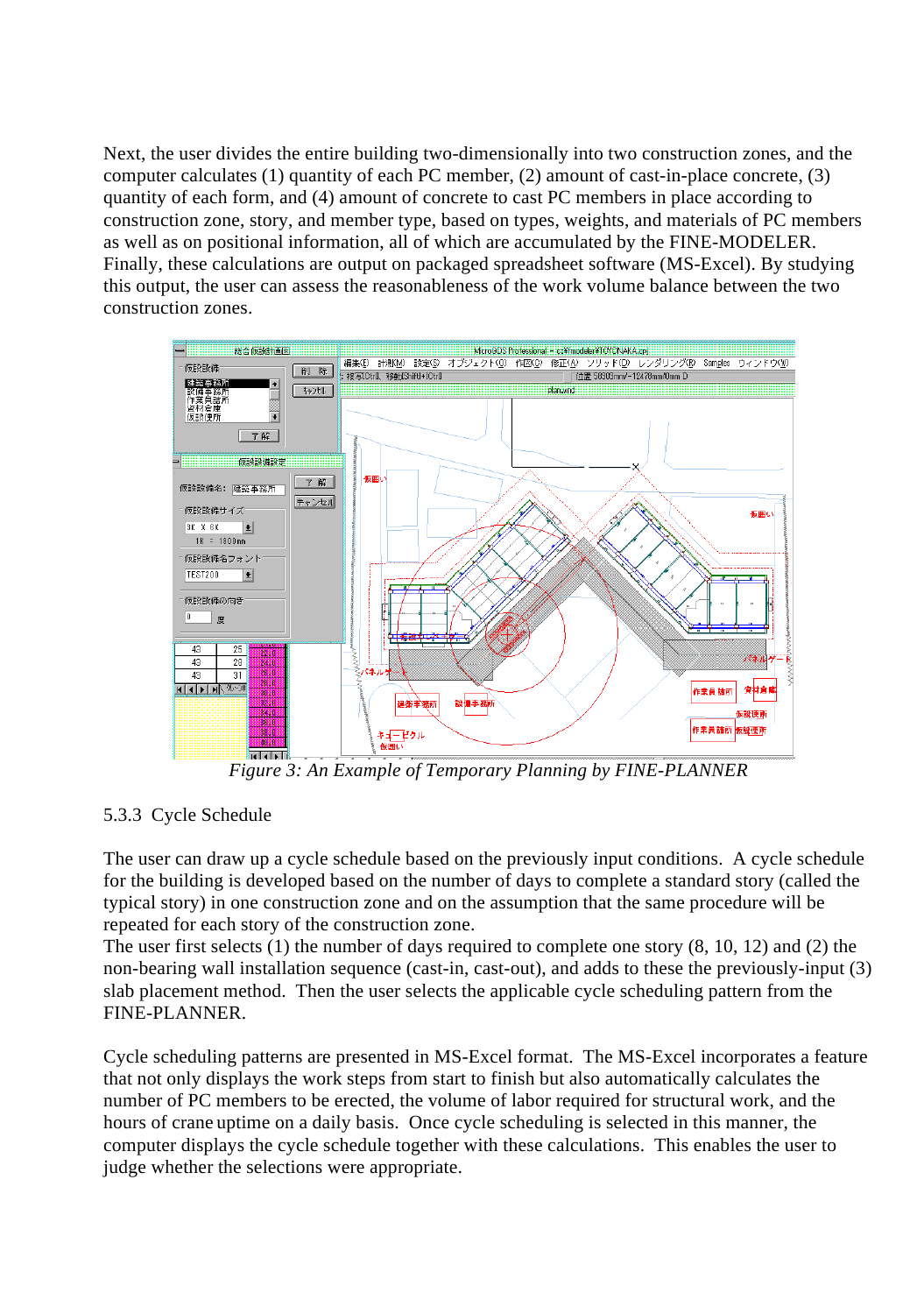Next, the user divides the entire building two-dimensionally into two construction zones, and the computer calculates (1) quantity of each PC member, (2) amount of cast-in-place concrete, (3) quantity of each form, and (4) amount of concrete to cast PC members in place according to construction zone, story, and member type, based on types, weights, and materials of PC members as well as on positional information, all of which are accumulated by the FINE-MODELER. Finally, these calculations are output on packaged spreadsheet software (MS-Excel). By studying this output, the user can assess the reasonableness of the work volume balance between the two construction zones.

*Figure 3: An Example of Temporary Planning by FINE-PLANNER*

### 5.3.3 Cycle Schedule

The user can draw up a cycle schedule based on the previously input conditions. A cycle schedule for the building is developed based on the number of days to complete a standard story (called the typical story) in one construction zone and on the assumption that the same procedure will be repeated for each story of the construction zone.

The user first selects (1) the number of days required to complete one story (8, 10, 12) and (2) the non-bearing wall installation sequence (cast-in, cast-out), and adds to these the previously-input (3) slab placement method. Then the user selects the applicable cycle scheduling pattern from the FINE-PLANNER.

Cycle scheduling patterns are presented in MS-Excel format. The MS-Excel incorporates a feature that not only displays the work steps from start to finish but also automatically calculates the number of PC members to be erected, the volume of labor required for structural work, and the hours of crane uptime on a daily basis. Once cycle scheduling is selected in this manner, the computer displays the cycle schedule together with these calculations. This enables the user to judge whether the selections were appropriate.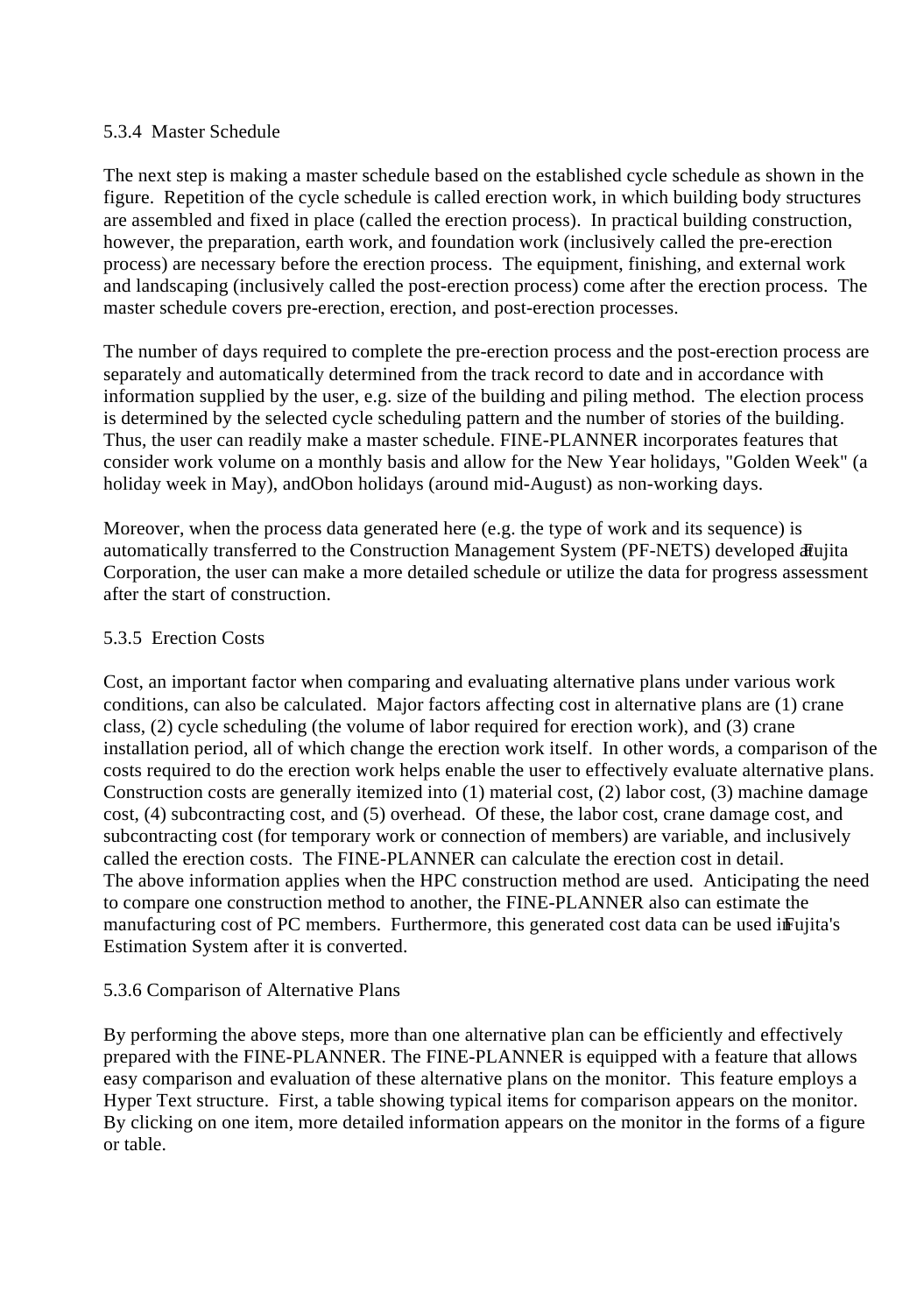### 5.3.4 Master Schedule

The next step is making a master schedule based on the established cycle schedule as shown in the figure. Repetition of the cycle schedule is called erection work, in which building body structures are assembled and fixed in place (called the erection process). In practical building construction, however, the preparation, earth work, and foundation work (inclusively called the pre-erection process) are necessary before the erection process. The equipment, finishing, and external work and landscaping (inclusively called the post-erection process) come after the erection process. The master schedule covers pre-erection, erection, and post-erection processes.

The number of days required to complete the pre-erection process and the post-erection process are separately and automatically determined from the track record to date and in accordance with information supplied by the user, e.g. size of the building and piling method. The election process is determined by the selected cycle scheduling pattern and the number of stories of the building. Thus, the user can readily make a master schedule. FINE-PLANNER incorporates features that consider work volume on a monthly basis and allow for the New Year holidays, "Golden Week" (a holiday week in May), andObon holidays (around mid-August) as non-working days.

Moreover, when the process data generated here (e.g. the type of work and its sequence) is automatically transferred to the Construction Management System (PF-NETS) developed at Fujita Corporation, the user can make a more detailed schedule or utilize the data for progress assessment after the start of construction.

### 5.3.5 Erection Costs

Cost, an important factor when comparing and evaluating alternative plans under various work conditions, can also be calculated. Major factors affecting cost in alternative plans are (1) crane class, (2) cycle scheduling (the volume of labor required for erection work), and (3) crane installation period, all of which change the erection work itself. In other words, a comparison of the costs required to do the erection work helps enable the user to effectively evaluate alternative plans. Construction costs are generally itemized into (1) material cost, (2) labor cost, (3) machine damage cost, (4) subcontracting cost, and (5) overhead. Of these, the labor cost, crane damage cost, and subcontracting cost (for temporary work or connection of members) are variable, and inclusively called the erection costs. The FINE-PLANNER can calculate the erection cost in detail.
The above information applies when the HPC construction method are used. Anticipating the need to compare one construction method to another, the FINE-PLANNER also can estimate the manufacturing cost of PC members. Furthermore, this generated cost data can be used in Fujita's Estimation System after it is converted.

### 5.3.6 Comparison of Alternative Plans

By performing the above steps, more than one alternative plan can be efficiently and effectively prepared with the FINE-PLANNER. The FINE-PLANNER is equipped with a feature that allows easy comparison and evaluation of these alternative plans on the monitor. This feature employs a Hyper Text structure. First, a table showing typical items for comparison appears on the monitor. By clicking on one item, more detailed information appears on the monitor in the forms of a figure or table.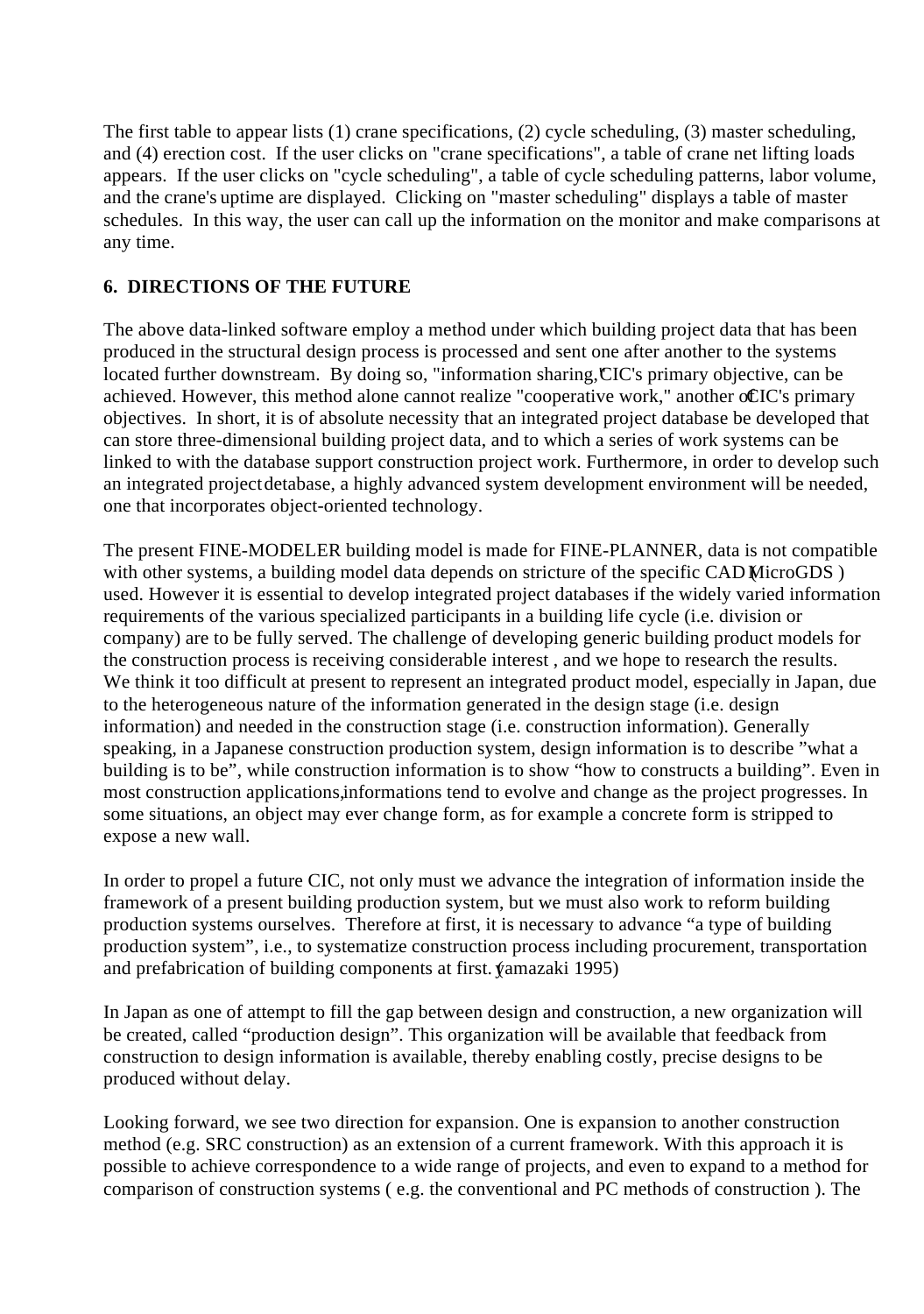The first table to appear lists (1) crane specifications, (2) cycle scheduling, (3) master scheduling, and (4) erection cost. If the user clicks on "crane specifications", a table of crane net lifting loads appears. If the user clicks on "cycle scheduling", a table of cycle scheduling patterns, labor volume, and the crane's uptime are displayed. Clicking on "master scheduling" displays a table of master schedules. In this way, the user can call up the information on the monitor and make comparisons at any time.

## 6. DIRECTIONS OF THE FUTURE

The above data-linked software employ a method under which building project data that has been produced in the structural design process is processed and sent one after another to the systems located further downstream. By doing so, "information sharing," CIC's primary objective, can be achieved. However, this method alone cannot realize "cooperative work," another of CIC's primary objectives. In short, it is of absolute necessity that an integrated project database be developed that can store three-dimensional building project data, and to which a series of work systems can be linked to with the database support construction project work. Furthermore, in order to develop such an integrated project detabase, a highly advanced system development environment will be needed, one that incorporates object-oriented technology.

The present FINE-MODELER building model is made for FINE-PLANNER, data is not compatible with other systems, a building model data depends on stricture of the specific CAD (MicroGDS ) used. However it is essential to develop integrated project databases if the widely varied information requirements of the various specialized participants in a building life cycle (i.e. division or company) are to be fully served. The challenge of developing generic building product models for the construction process is receiving considerable interest , and we hope to research the results. We think it too difficult at present to represent an integrated product model, especially in Japan, due to the heterogeneous nature of the information generated in the design stage (i.e. design information) and needed in the construction stage (i.e. construction information). Generally speaking, in a Japanese construction production system, design information is to describe "what a building is to be", while construction information is to show "how to constructs a building". Even in most construction applications,informations tend to evolve and change as the project progresses. In some situations, an object may ever change form, as for example a concrete form is stripped to expose a new wall.

In order to propel a future CIC, not only must we advance the integration of information inside the framework of a present building production system, but we must also work to reform building production systems ourselves. Therefore at first, it is necessary to advance "a type of building production system", i.e., to systematize construction process including procurement, transportation and prefabrication of building components at first. (Yamazaki 1995)

In Japan as one of attempt to fill the gap between design and construction, a new organization will be created, called "production design". This organization will be available that feedback from construction to design information is available, thereby enabling costly, precise designs to be produced without delay.

Looking forward, we see two direction for expansion. One is expansion to another construction method (e.g. SRC construction) as an extension of a current framework. With this approach it is possible to achieve correspondence to a wide range of projects, and even to expand to a method for comparison of construction systems ( e.g. the conventional and PC methods of construction ). The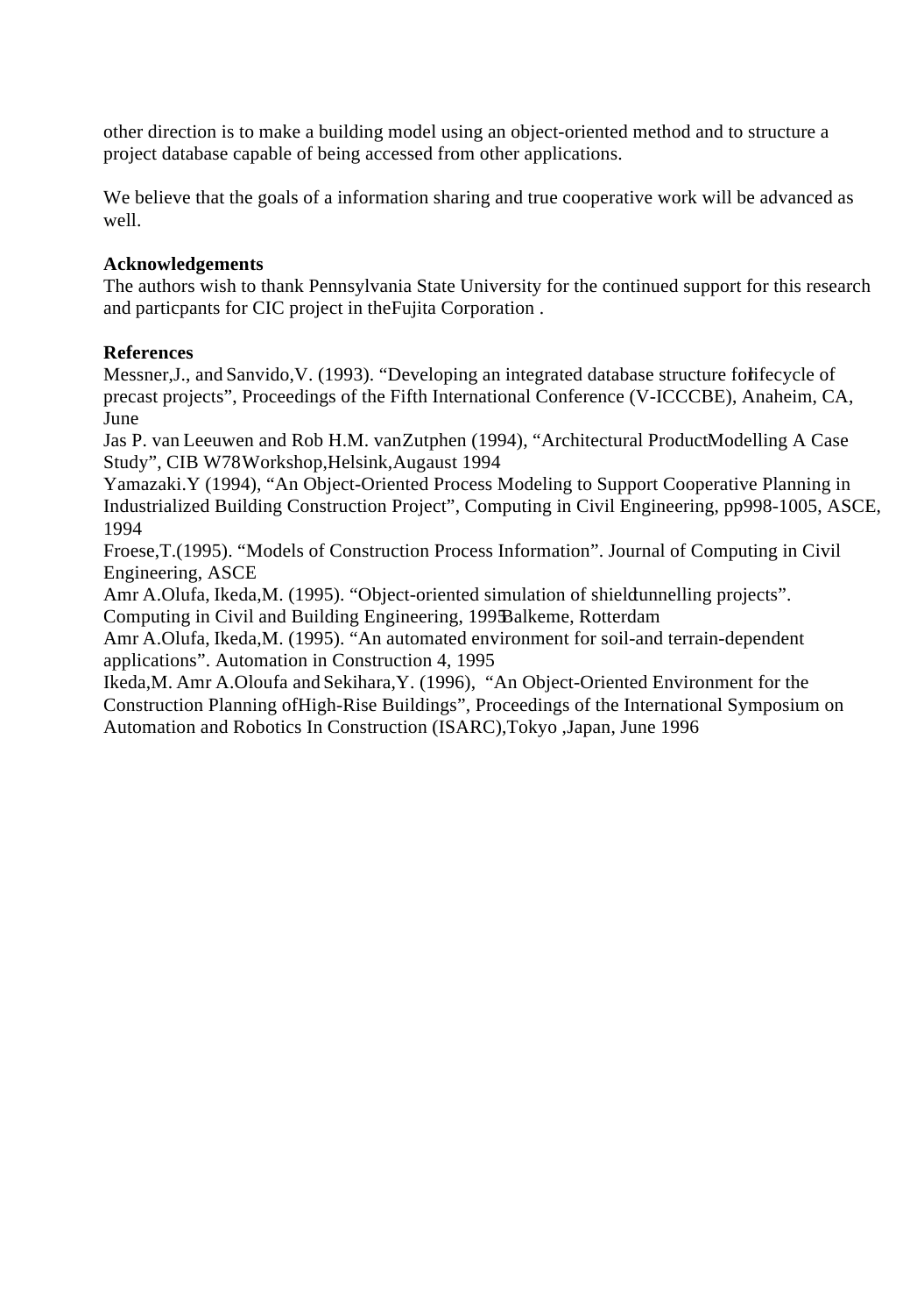other direction is to make a building model using an object-oriented method and to structure a project database capable of being accessed from other applications.

We believe that the goals of a information sharing and true cooperative work will be advanced as well.

**Acknowledgements**

The authors wish to thank Pennsylvania State University for the continued support for this research and particpants for CIC project in theFujita Corporation .

**References**

Messner,J., and Sanvido,V. (1993). "Developing an integrated database structure for lifecycle of precast projects", Proceedings of the Fifth International Conference (V-ICCCBE), Anaheim, CA, June

Jas P. van Leeuwen and Rob H.M. vanZutphen (1994), "Architectural ProductModelling A Case Study", CIB W78 Workshop,Helsink,Augaust 1994

Yamazaki.Y (1994), "An Object-Oriented Process Modeling to Support Cooperative Planning in Industrialized Building Construction Project", Computing in Civil Engineering, pp998-1005, ASCE, 1994

Froese,T.(1995). "Models of Construction Process Information". Journal of Computing in Civil Engineering, ASCE

Amr A.Olufa, Ikeda,M. (1995). "Object-oriented simulation of shield tunnelling projects". Computing in Civil and Building Engineering, 1995 Balkeme, Rotterdam

Amr A.Olufa, Ikeda,M. (1995). "An automated environment for soil-and terrain-dependent applications". Automation in Construction 4, 1995

Ikeda,M. Amr A.Oloufa and Sekihara,Y. (1996), "An Object-Oriented Environment for the Construction Planning ofHigh-Rise Buildings", Proceedings of the International Symposium on Automation and Robotics In Construction (ISARC),Tokyo ,Japan, June 1996